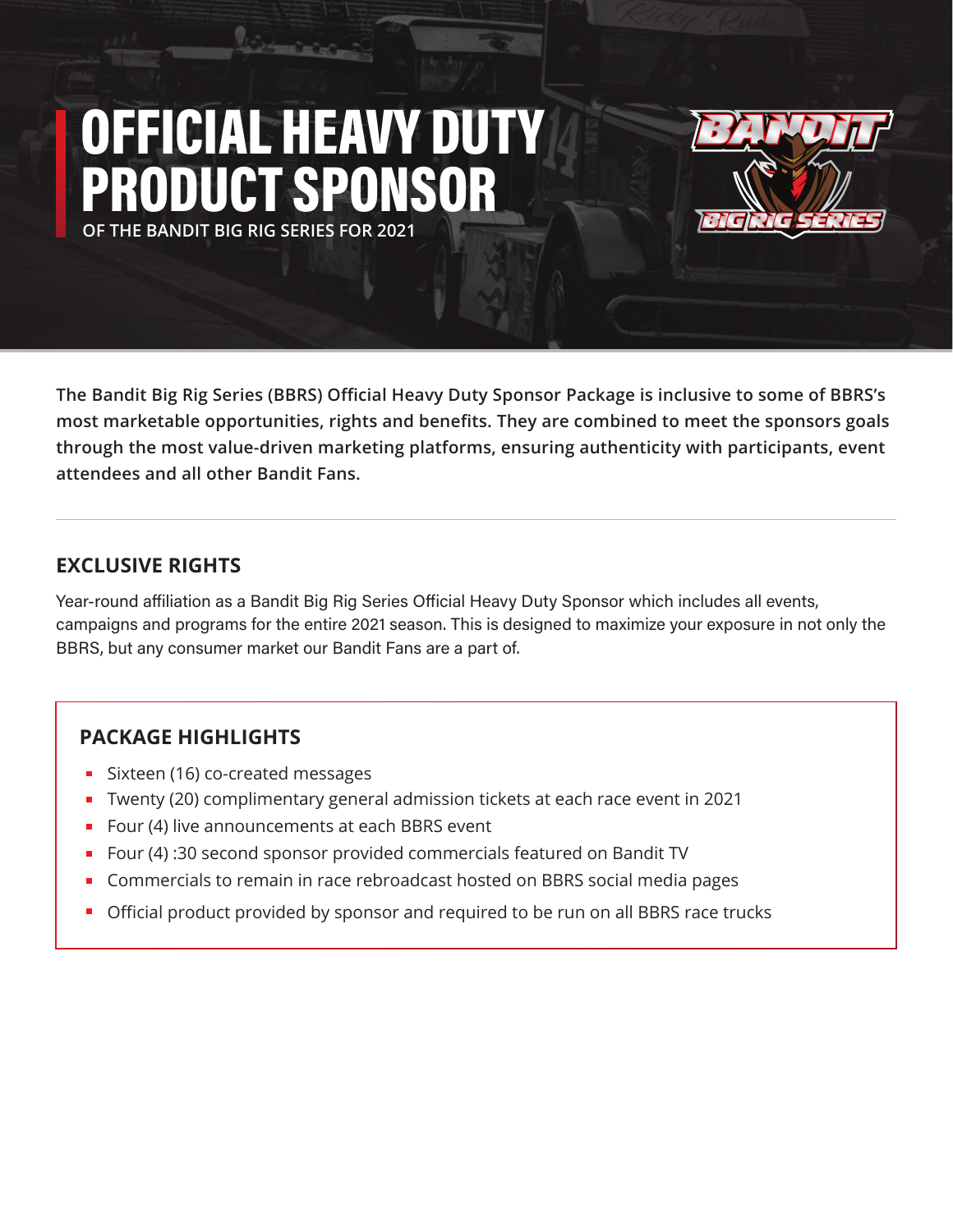# OFFICIAL HEAVY DUTY PRODUCT SPONSOR

**OF THE BANDIT BIG RIG SERIES FOR 2021**

**The Bandit Big Rig Series (BBRS) Official Heavy Duty Sponsor Package is inclusive to some of BBRS's most marketable opportunities, rights and benefits. They are combined to meet the sponsors goals through the most value-driven marketing platforms, ensuring authenticity with participants, event attendees and all other Bandit Fans.**

---

## EXCLUSIVE RIGHTS

Year-round affiliation as a Bandit Big Rig Series Official Heavy Duty Sponsor which includes all events, campaigns and programs for the entire 2021 season. This is designed to maximize your exposure in not only the BBRS, but any consumer market our Bandit Fans are a part of.

## PACKAGE HIGHLIGHTS

- Sixteen (16) co-created messages
- Twenty (20) complimentary general admission tickets at each race event in 2021
- Four (4) live announcements at each BBRS event
- Four (4) :30 second sponsor provided commercials featured on Bandit TV
- Commercials to remain in race rebroadcast hosted on BBRS social media pages
- Official product provided by sponsor and required to be run on all BBRS race trucks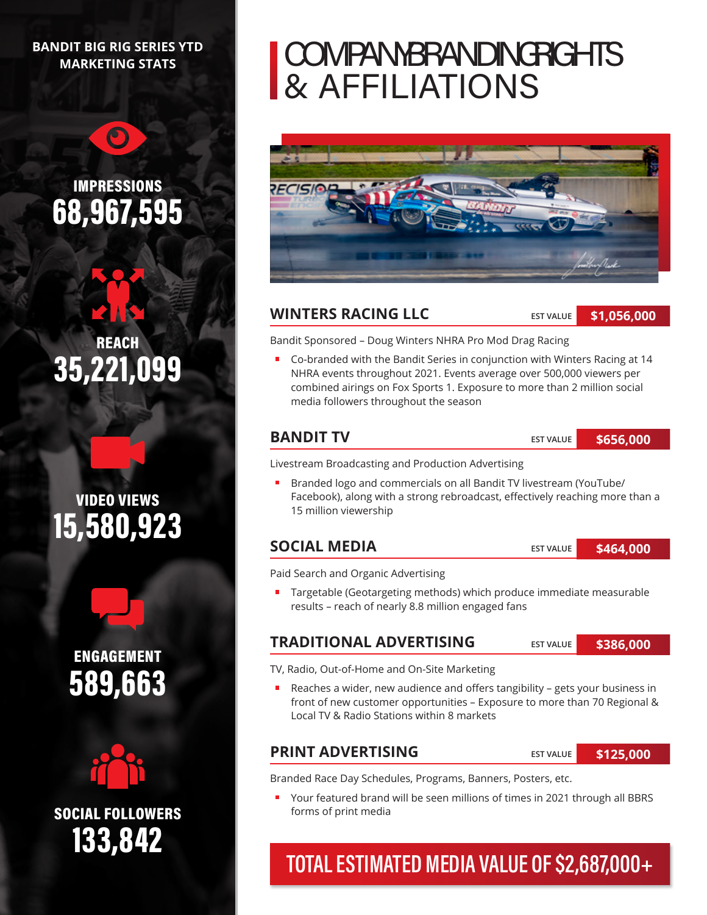## BANDIT BIG RIG SERIES YTD MARKETING STATS

**IMPRESSIONS**
68,967,595

**REACH**
35,221,099

**VIDEO VIEWS**
15,580,923

**ENGAGEMENT**
589,663

**SOCIAL FOLLOWERS**
133,842

# COMPANY BRANDING RIGHTS & AFFILIATIONS

## WINTERS RACING LLC — EST VALUE $1,056,000

Bandit Sponsored – Doug Winters NHRA Pro Mod Drag Racing

- Co-branded with the Bandit Series in conjunction with Winters Racing at 14 NHRA events throughout 2021. Events average over 500,000 viewers per combined airings on Fox Sports 1. Exposure to more than 2 million social media followers throughout the season

## BANDIT TV — EST VALUE $656,000

Livestream Broadcasting and Production Advertising

- Branded logo and commercials on all Bandit TV livestream (YouTube/ Facebook), along with a strong rebroadcast, effectively reaching more than a 15 million viewership

## SOCIAL MEDIA — EST VALUE $464,000

Paid Search and Organic Advertising

- Targetable (Geotargeting methods) which produce immediate measurable results – reach of nearly 8.8 million engaged fans

## TRADITIONAL ADVERTISING — EST VALUE $386,000

TV, Radio, Out-of-Home and On-Site Marketing

- Reaches a wider, new audience and offers tangibility – gets your business in front of new customer opportunities – Exposure to more than 70 Regional & Local TV & Radio Stations within 8 markets

## PRINT ADVERTISING — EST VALUE $125,000

Branded Race Day Schedules, Programs, Banners, Posters, etc.

- Your featured brand will be seen millions of times in 2021 through all BBRS forms of print media

## TOTAL ESTIMATED MEDIA VALUE OF $2,687,000+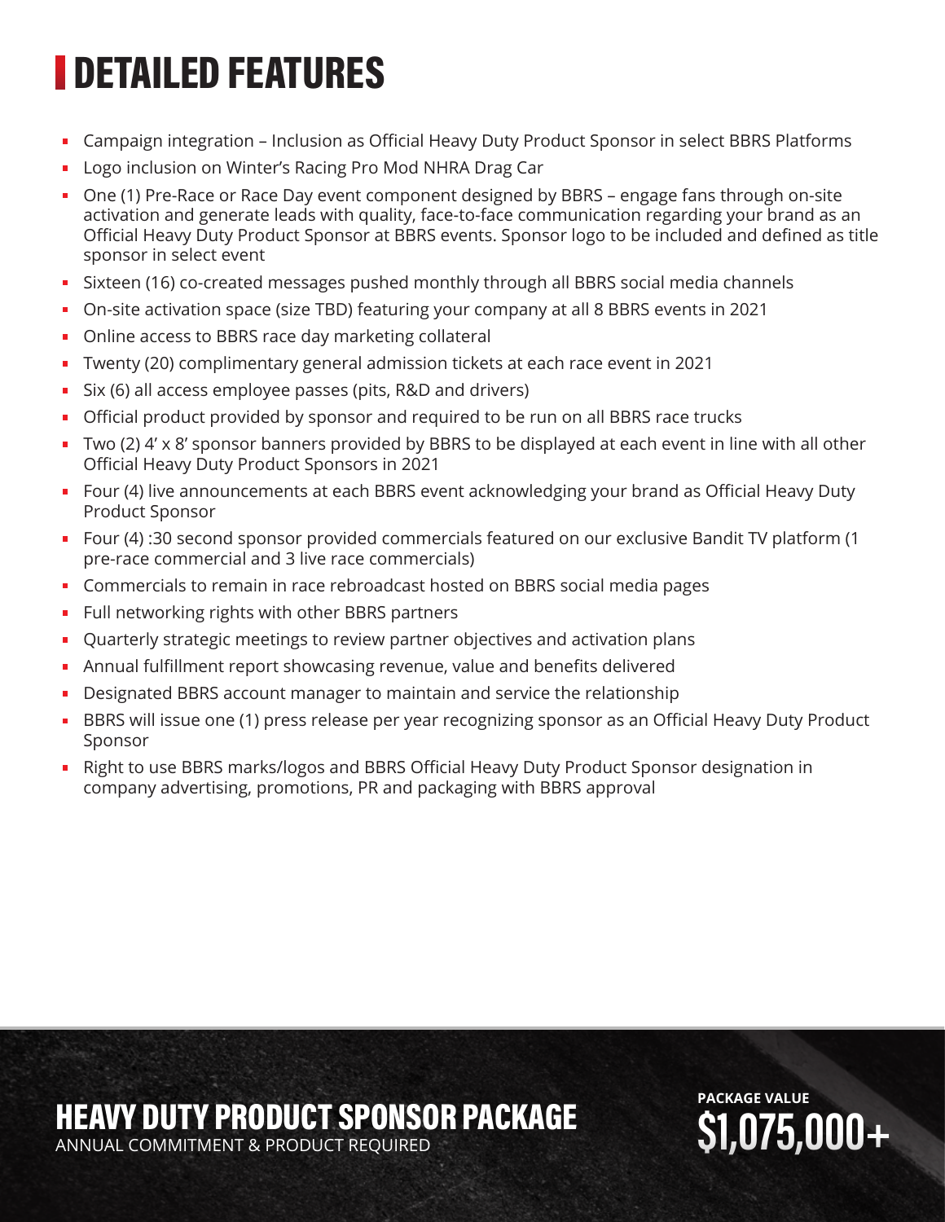# DETAILED FEATURES

- Campaign integration – Inclusion as Official Heavy Duty Product Sponsor in select BBRS Platforms
- Logo inclusion on Winter's Racing Pro Mod NHRA Drag Car
- One (1) Pre-Race or Race Day event component designed by BBRS – engage fans through on-site activation and generate leads with quality, face-to-face communication regarding your brand as an Official Heavy Duty Product Sponsor at BBRS events. Sponsor logo to be included and defined as title sponsor in select event
- Sixteen (16) co-created messages pushed monthly through all BBRS social media channels
- On-site activation space (size TBD) featuring your company at all 8 BBRS events in 2021
- Online access to BBRS race day marketing collateral
- Twenty (20) complimentary general admission tickets at each race event in 2021
- Six (6) all access employee passes (pits, R&D and drivers)
- Official product provided by sponsor and required to be run on all BBRS race trucks
- Two (2) 4' x 8' sponsor banners provided by BBRS to be displayed at each event in line with all other Official Heavy Duty Product Sponsors in 2021
- Four (4) live announcements at each BBRS event acknowledging your brand as Official Heavy Duty Product Sponsor
- Four (4) :30 second sponsor provided commercials featured on our exclusive Bandit TV platform (1 pre-race commercial and 3 live race commercials)
- Commercials to remain in race rebroadcast hosted on BBRS social media pages
- Full networking rights with other BBRS partners
- Quarterly strategic meetings to review partner objectives and activation plans
- Annual fulfillment report showcasing revenue, value and benefits delivered
- Designated BBRS account manager to maintain and service the relationship
- BBRS will issue one (1) press release per year recognizing sponsor as an Official Heavy Duty Product Sponsor
- Right to use BBRS marks/logos and BBRS Official Heavy Duty Product Sponsor designation in company advertising, promotions, PR and packaging with BBRS approval

## HEAVY DUTY PRODUCT SPONSOR PACKAGE

ANNUAL COMMITMENT & PRODUCT REQUIRED

**PACKAGE VALUE**

**$1,075,000+**